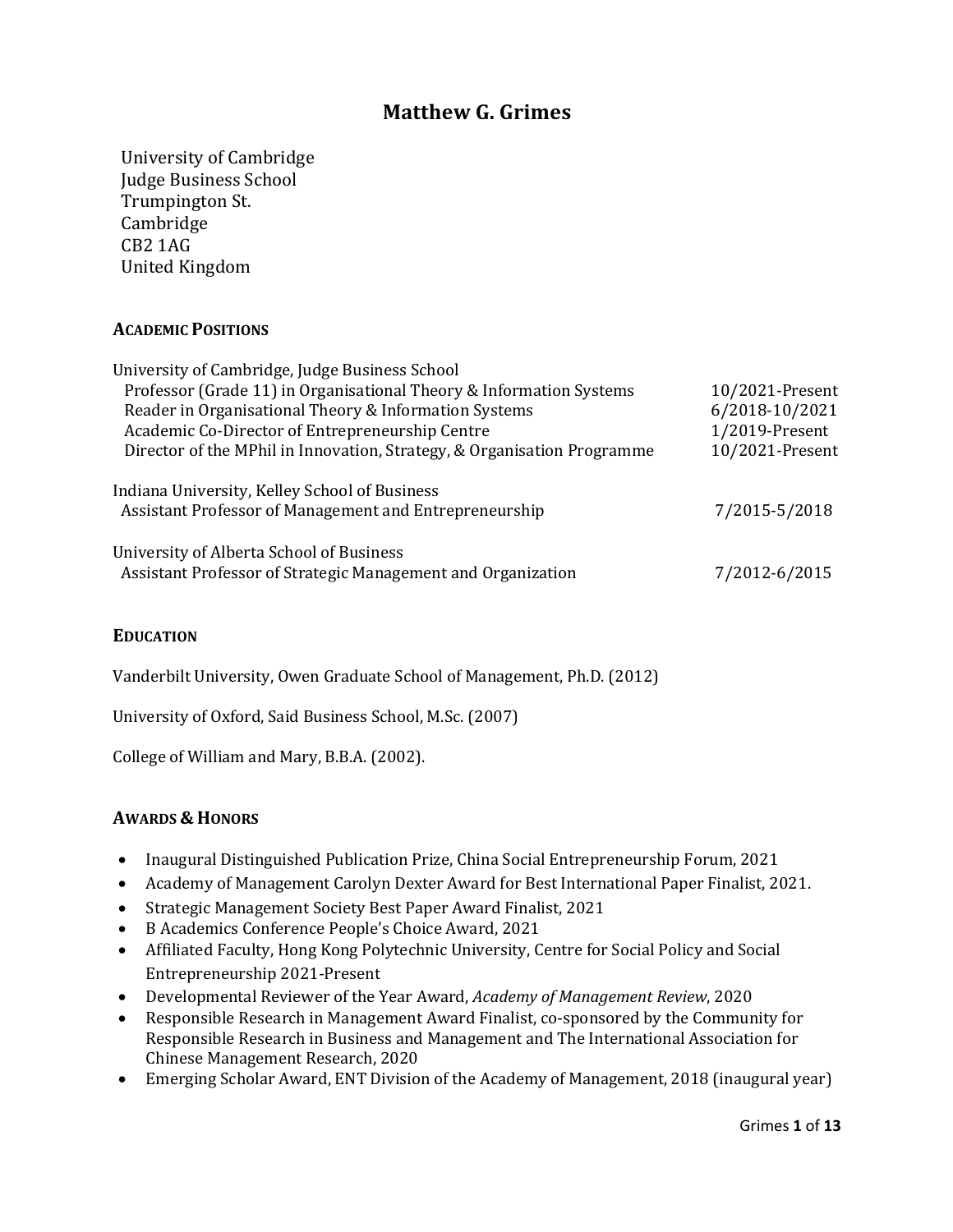# Matthew G. Grimes

University of Cambridge
Judge Business School
Trumpington St.
Cambridge
CB2 1AG
United Kingdom

## ACADEMIC POSITIONS

University of Cambridge, Judge Business School

| | |
|---|---|
| Professor (Grade 11) in Organisational Theory & Information Systems | 10/2021-Present |
| Reader in Organisational Theory & Information Systems | 6/2018-10/2021 |
| Academic Co-Director of Entrepreneurship Centre | 1/2019-Present |
| Director of the MPhil in Innovation, Strategy, & Organisation Programme | 10/2021-Present |

Indiana University, Kelley School of Business

| | |
|---|---|
| Assistant Professor of Management and Entrepreneurship | 7/2015-5/2018 |

University of Alberta School of Business

| | |
|---|---|
| Assistant Professor of Strategic Management and Organization | 7/2012-6/2015 |

## EDUCATION

Vanderbilt University, Owen Graduate School of Management, Ph.D. (2012)

University of Oxford, Said Business School, M.Sc. (2007)

College of William and Mary, B.B.A. (2002).

## AWARDS & HONORS

- Inaugural Distinguished Publication Prize, China Social Entrepreneurship Forum, 2021
- Academy of Management Carolyn Dexter Award for Best International Paper Finalist, 2021.
- Strategic Management Society Best Paper Award Finalist, 2021
- B Academics Conference People's Choice Award, 2021
- Affiliated Faculty, Hong Kong Polytechnic University, Centre for Social Policy and Social Entrepreneurship 2021-Present
- Developmental Reviewer of the Year Award, *Academy of Management Review*, 2020
- Responsible Research in Management Award Finalist, co-sponsored by the Community for Responsible Research in Business and Management and The International Association for Chinese Management Research, 2020
- Emerging Scholar Award, ENT Division of the Academy of Management, 2018 (inaugural year)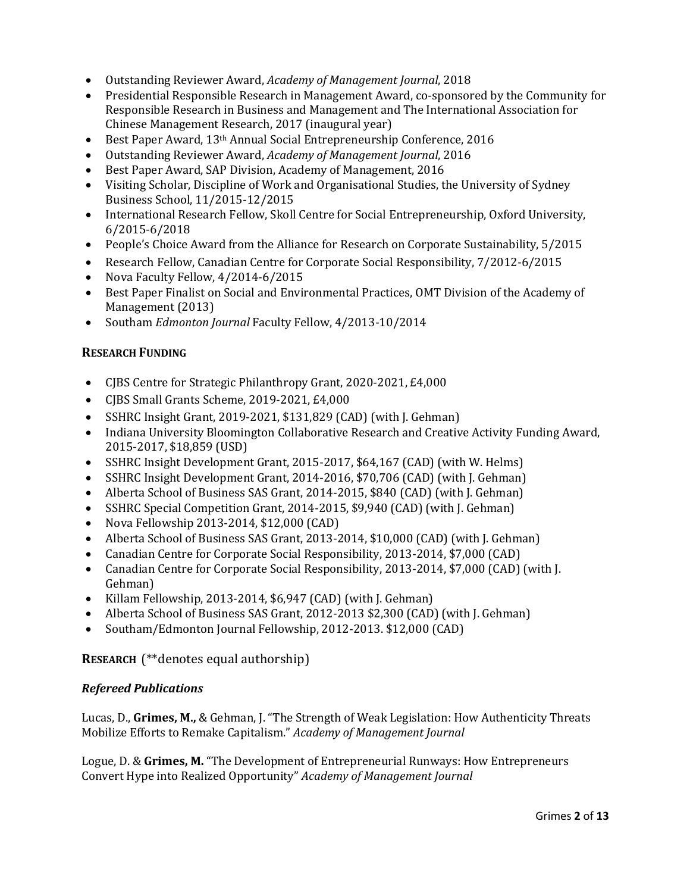- Outstanding Reviewer Award, *Academy of Management Journal*, 2018
- Presidential Responsible Research in Management Award, co-sponsored by the Community for Responsible Research in Business and Management and The International Association for Chinese Management Research, 2017 (inaugural year)
- Best Paper Award, 13th Annual Social Entrepreneurship Conference, 2016
- Outstanding Reviewer Award, *Academy of Management Journal*, 2016
- Best Paper Award, SAP Division, Academy of Management, 2016
- Visiting Scholar, Discipline of Work and Organisational Studies, the University of Sydney Business School, 11/2015-12/2015
- International Research Fellow, Skoll Centre for Social Entrepreneurship, Oxford University, 6/2015-6/2018
- People's Choice Award from the Alliance for Research on Corporate Sustainability, 5/2015
- Research Fellow, Canadian Centre for Corporate Social Responsibility, 7/2012-6/2015
- Nova Faculty Fellow, 4/2014-6/2015
- Best Paper Finalist on Social and Environmental Practices, OMT Division of the Academy of Management (2013)
- Southam *Edmonton Journal* Faculty Fellow, 4/2013-10/2014

## RESEARCH FUNDING

- CJBS Centre for Strategic Philanthropy Grant, 2020-2021, £4,000
- CJBS Small Grants Scheme, 2019-2021, £4,000
- SSHRC Insight Grant, 2019-2021, $131,829 (CAD) (with J. Gehman)
- Indiana University Bloomington Collaborative Research and Creative Activity Funding Award, 2015-2017, $18,859 (USD)
- SSHRC Insight Development Grant, 2015-2017, $64,167 (CAD) (with W. Helms)
- SSHRC Insight Development Grant, 2014-2016, $70,706 (CAD) (with J. Gehman)
- Alberta School of Business SAS Grant, 2014-2015, $840 (CAD) (with J. Gehman)
- SSHRC Special Competition Grant, 2014-2015, $9,940 (CAD) (with J. Gehman)
- Nova Fellowship 2013-2014, $12,000 (CAD)
- Alberta School of Business SAS Grant, 2013-2014, $10,000 (CAD) (with J. Gehman)
- Canadian Centre for Corporate Social Responsibility, 2013-2014, $7,000 (CAD)
- Canadian Centre for Corporate Social Responsibility, 2013-2014, $7,000 (CAD) (with J. Gehman)
- Killam Fellowship, 2013-2014, $6,947 (CAD) (with J. Gehman)
- Alberta School of Business SAS Grant, 2012-2013 $2,300 (CAD) (with J. Gehman)
- Southam/Edmonton Journal Fellowship, 2012-2013. $12,000 (CAD)

## RESEARCH (**denotes equal authorship)

### *Refereed Publications*

Lucas, D., **Grimes, M.,** & Gehman, J. "The Strength of Weak Legislation: How Authenticity Threats Mobilize Efforts to Remake Capitalism." *Academy of Management Journal*

Logue, D. & **Grimes, M.** "The Development of Entrepreneurial Runways: How Entrepreneurs Convert Hype into Realized Opportunity" *Academy of Management Journal*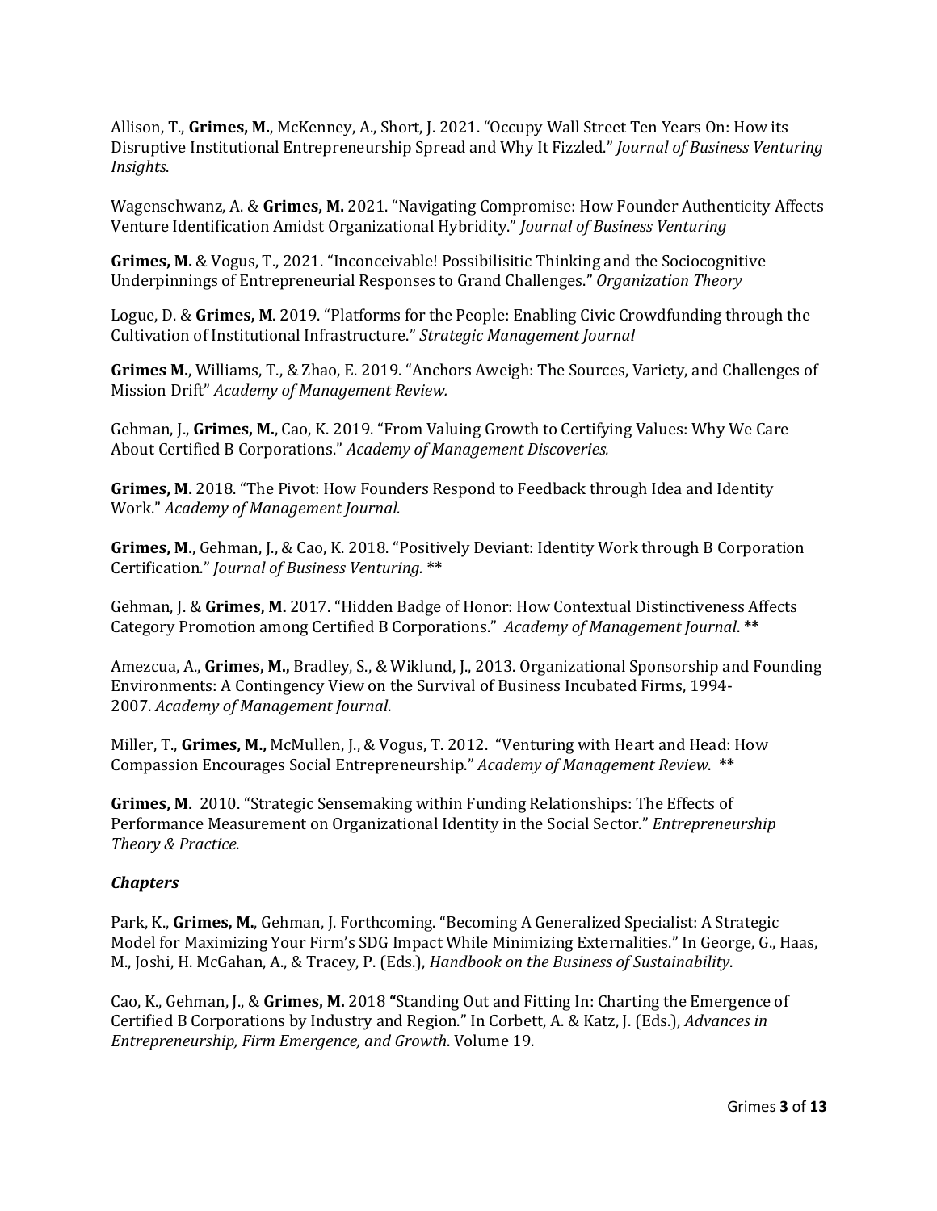Allison, T., **Grimes, M.**, McKenney, A., Short, J. 2021. "Occupy Wall Street Ten Years On: How its Disruptive Institutional Entrepreneurship Spread and Why It Fizzled." *Journal of Business Venturing Insights*.

Wagenschwanz, A. & **Grimes, M.** 2021. "Navigating Compromise: How Founder Authenticity Affects Venture Identification Amidst Organizational Hybridity." *Journal of Business Venturing*

**Grimes, M.** & Vogus, T., 2021. "Inconceivable! Possibilisitic Thinking and the Sociocognitive Underpinnings of Entrepreneurial Responses to Grand Challenges." *Organization Theory*

Logue, D. & **Grimes, M**. 2019. "Platforms for the People: Enabling Civic Crowdfunding through the Cultivation of Institutional Infrastructure." *Strategic Management Journal*

**Grimes M.**, Williams, T., & Zhao, E. 2019. "Anchors Aweigh: The Sources, Variety, and Challenges of Mission Drift" *Academy of Management Review.*

Gehman, J., **Grimes, M.**, Cao, K. 2019. "From Valuing Growth to Certifying Values: Why We Care About Certified B Corporations." *Academy of Management Discoveries.*

**Grimes, M.** 2018. "The Pivot: How Founders Respond to Feedback through Idea and Identity Work." *Academy of Management Journal.*

**Grimes, M.**, Gehman, J., & Cao, K. 2018. "Positively Deviant: Identity Work through B Corporation Certification." *Journal of Business Venturing*. **

Gehman, J. & **Grimes, M.** 2017. "Hidden Badge of Honor: How Contextual Distinctiveness Affects Category Promotion among Certified B Corporations." *Academy of Management Journal*. **

Amezcua, A., **Grimes, M.,** Bradley, S., & Wiklund, J., 2013. Organizational Sponsorship and Founding Environments: A Contingency View on the Survival of Business Incubated Firms, 1994-2007. *Academy of Management Journal*.

Miller, T., **Grimes, M.,** McMullen, J., & Vogus, T. 2012. "Venturing with Heart and Head: How Compassion Encourages Social Entrepreneurship." *Academy of Management Review*. **

**Grimes, M.** 2010. "Strategic Sensemaking within Funding Relationships: The Effects of Performance Measurement on Organizational Identity in the Social Sector." *Entrepreneurship Theory & Practice*.

### *Chapters*

Park, K., **Grimes, M.**, Gehman, J. Forthcoming. "Becoming A Generalized Specialist: A Strategic Model for Maximizing Your Firm's SDG Impact While Minimizing Externalities." In George, G., Haas, M., Joshi, H. McGahan, A., & Tracey, P. (Eds.), *Handbook on the Business of Sustainability*.

Cao, K., Gehman, J., & **Grimes, M.** 2018 "Standing Out and Fitting In: Charting the Emergence of Certified B Corporations by Industry and Region." In Corbett, A. & Katz, J. (Eds.), *Advances in Entrepreneurship, Firm Emergence, and Growth*. Volume 19.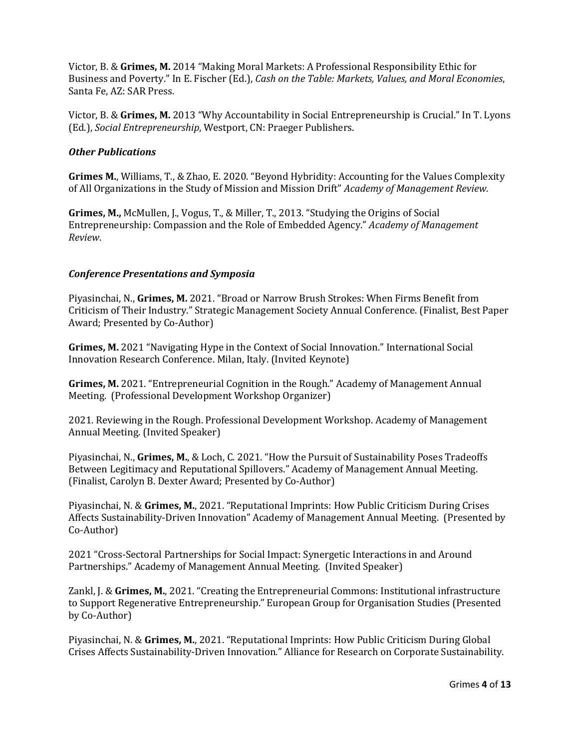Victor, B. & **Grimes, M.** 2014 "Making Moral Markets: A Professional Responsibility Ethic for Business and Poverty." In E. Fischer (Ed.), *Cash on the Table: Markets, Values, and Moral Economies*, Santa Fe, AZ: SAR Press.

Victor, B. & **Grimes, M.** 2013 "Why Accountability in Social Entrepreneurship is Crucial." In T. Lyons (Ed.), *Social Entrepreneurship*, Westport, CN: Praeger Publishers.

### *Other Publications*

**Grimes M.**, Williams, T., & Zhao, E. 2020. "Beyond Hybridity: Accounting for the Values Complexity of All Organizations in the Study of Mission and Mission Drift" *Academy of Management Review*.

**Grimes, M.,** McMullen, J., Vogus, T., & Miller, T., 2013. "Studying the Origins of Social Entrepreneurship: Compassion and the Role of Embedded Agency." *Academy of Management Review*.

### *Conference Presentations and Symposia*

Piyasinchai, N., **Grimes, M.** 2021. "Broad or Narrow Brush Strokes: When Firms Benefit from Criticism of Their Industry." Strategic Management Society Annual Conference. (Finalist, Best Paper Award; Presented by Co-Author)

**Grimes, M.** 2021 "Navigating Hype in the Context of Social Innovation." International Social Innovation Research Conference. Milan, Italy. (Invited Keynote)

**Grimes, M.** 2021. "Entrepreneurial Cognition in the Rough." Academy of Management Annual Meeting. (Professional Development Workshop Organizer)

2021. Reviewing in the Rough. Professional Development Workshop. Academy of Management Annual Meeting. (Invited Speaker)

Piyasinchai, N., **Grimes, M.**, & Loch, C. 2021. "How the Pursuit of Sustainability Poses Tradeoffs Between Legitimacy and Reputational Spillovers." Academy of Management Annual Meeting. (Finalist, Carolyn B. Dexter Award; Presented by Co-Author)

Piyasinchai, N. & **Grimes, M.**, 2021. "Reputational Imprints: How Public Criticism During Crises Affects Sustainability-Driven Innovation" Academy of Management Annual Meeting. (Presented by Co-Author)

2021 "Cross-Sectoral Partnerships for Social Impact: Synergetic Interactions in and Around Partnerships." Academy of Management Annual Meeting. (Invited Speaker)

Zankl, J. & **Grimes, M.**, 2021. "Creating the Entrepreneurial Commons: Institutional infrastructure to Support Regenerative Entrepreneurship." European Group for Organisation Studies (Presented by Co-Author)

Piyasinchai, N. & **Grimes, M.**, 2021. "Reputational Imprints: How Public Criticism During Global Crises Affects Sustainability-Driven Innovation." Alliance for Research on Corporate Sustainability.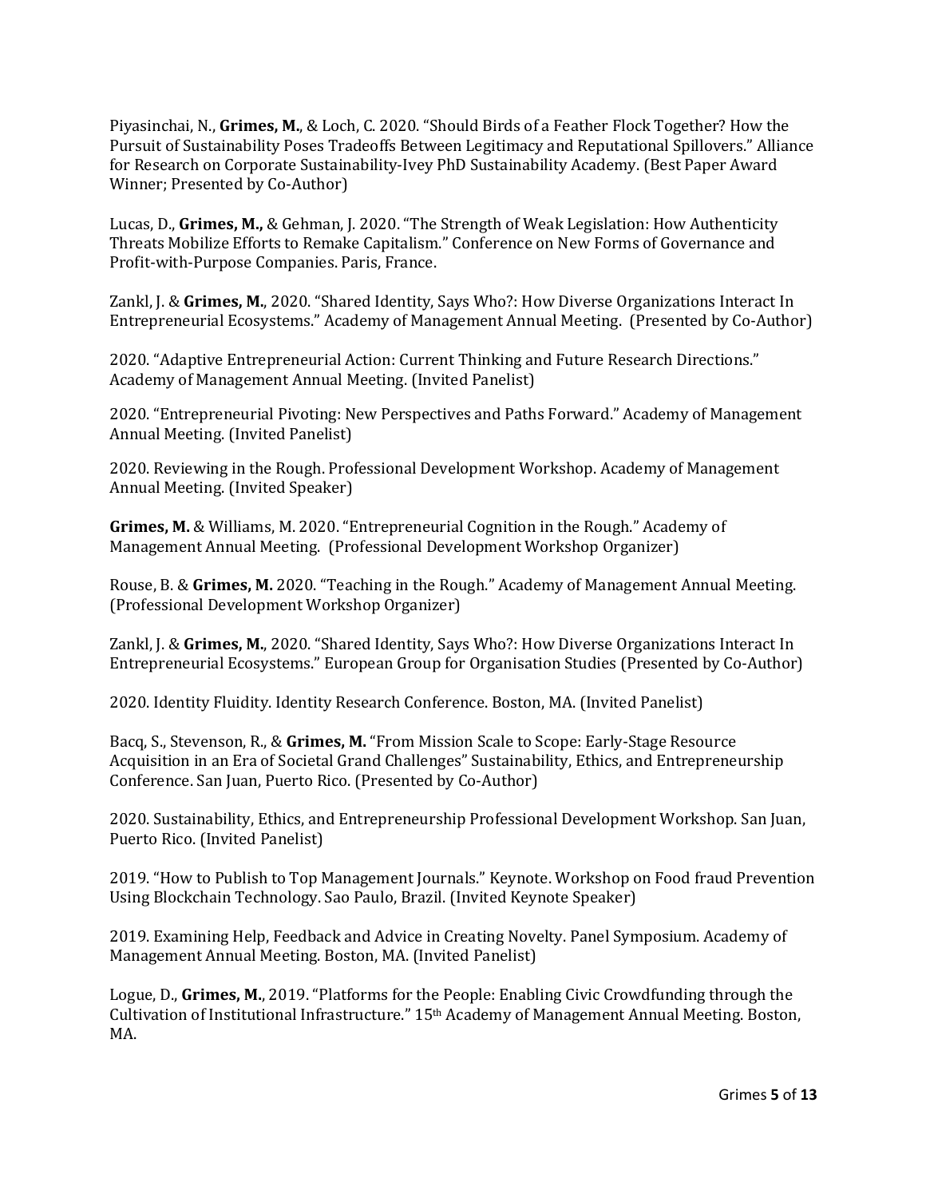Piyasinchai, N., **Grimes, M.**, & Loch, C. 2020. "Should Birds of a Feather Flock Together? How the Pursuit of Sustainability Poses Tradeoffs Between Legitimacy and Reputational Spillovers." Alliance for Research on Corporate Sustainability-Ivey PhD Sustainability Academy. (Best Paper Award Winner; Presented by Co-Author)

Lucas, D., **Grimes, M.,** & Gehman, J. 2020. "The Strength of Weak Legislation: How Authenticity Threats Mobilize Efforts to Remake Capitalism." Conference on New Forms of Governance and Profit-with-Purpose Companies. Paris, France.

Zankl, J. & **Grimes, M.**, 2020. "Shared Identity, Says Who?: How Diverse Organizations Interact In Entrepreneurial Ecosystems." Academy of Management Annual Meeting. (Presented by Co-Author)

2020. "Adaptive Entrepreneurial Action: Current Thinking and Future Research Directions." Academy of Management Annual Meeting. (Invited Panelist)

2020. "Entrepreneurial Pivoting: New Perspectives and Paths Forward." Academy of Management Annual Meeting. (Invited Panelist)

2020. Reviewing in the Rough. Professional Development Workshop. Academy of Management Annual Meeting. (Invited Speaker)

**Grimes, M.** & Williams, M. 2020. "Entrepreneurial Cognition in the Rough." Academy of Management Annual Meeting. (Professional Development Workshop Organizer)

Rouse, B. & **Grimes, M.** 2020. "Teaching in the Rough." Academy of Management Annual Meeting. (Professional Development Workshop Organizer)

Zankl, J. & **Grimes, M.**, 2020. "Shared Identity, Says Who?: How Diverse Organizations Interact In Entrepreneurial Ecosystems." European Group for Organisation Studies (Presented by Co-Author)

2020. Identity Fluidity. Identity Research Conference. Boston, MA. (Invited Panelist)

Bacq, S., Stevenson, R., & **Grimes, M.** "From Mission Scale to Scope: Early-Stage Resource Acquisition in an Era of Societal Grand Challenges" Sustainability, Ethics, and Entrepreneurship Conference. San Juan, Puerto Rico. (Presented by Co-Author)

2020. Sustainability, Ethics, and Entrepreneurship Professional Development Workshop. San Juan, Puerto Rico. (Invited Panelist)

2019. "How to Publish to Top Management Journals." Keynote. Workshop on Food fraud Prevention Using Blockchain Technology. Sao Paulo, Brazil. (Invited Keynote Speaker)

2019. Examining Help, Feedback and Advice in Creating Novelty. Panel Symposium. Academy of Management Annual Meeting. Boston, MA. (Invited Panelist)

Logue, D., **Grimes, M.**, 2019. "Platforms for the People: Enabling Civic Crowdfunding through the Cultivation of Institutional Infrastructure." 15th Academy of Management Annual Meeting. Boston, MA.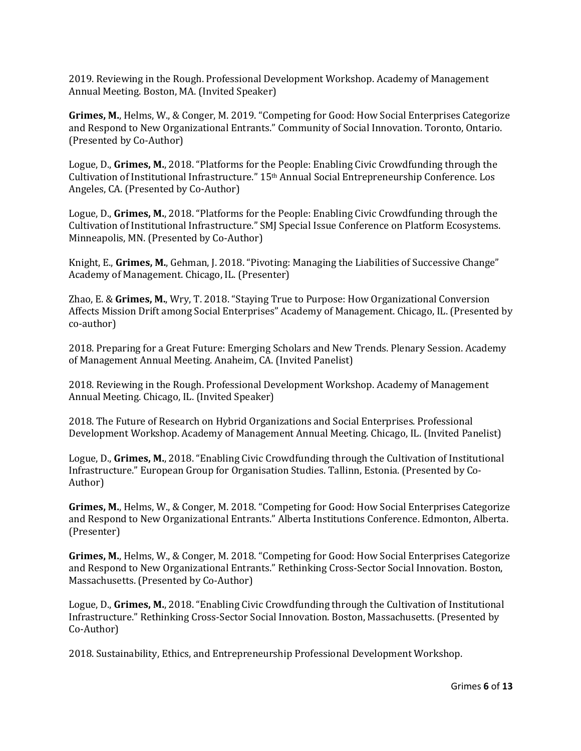2019. Reviewing in the Rough. Professional Development Workshop. Academy of Management Annual Meeting. Boston, MA. (Invited Speaker)

**Grimes, M.**, Helms, W., & Conger, M. 2019. "Competing for Good: How Social Enterprises Categorize and Respond to New Organizational Entrants." Community of Social Innovation. Toronto, Ontario. (Presented by Co-Author)

Logue, D., **Grimes, M.**, 2018. "Platforms for the People: Enabling Civic Crowdfunding through the Cultivation of Institutional Infrastructure." 15th Annual Social Entrepreneurship Conference. Los Angeles, CA. (Presented by Co-Author)

Logue, D., **Grimes, M.**, 2018. "Platforms for the People: Enabling Civic Crowdfunding through the Cultivation of Institutional Infrastructure." SMJ Special Issue Conference on Platform Ecosystems. Minneapolis, MN. (Presented by Co-Author)

Knight, E., **Grimes, M.**, Gehman, J. 2018. "Pivoting: Managing the Liabilities of Successive Change" Academy of Management. Chicago, IL. (Presenter)

Zhao, E. & **Grimes, M.**, Wry, T. 2018. "Staying True to Purpose: How Organizational Conversion Affects Mission Drift among Social Enterprises" Academy of Management. Chicago, IL. (Presented by co-author)

2018. Preparing for a Great Future: Emerging Scholars and New Trends. Plenary Session. Academy of Management Annual Meeting. Anaheim, CA. (Invited Panelist)

2018. Reviewing in the Rough. Professional Development Workshop. Academy of Management Annual Meeting. Chicago, IL. (Invited Speaker)

2018. The Future of Research on Hybrid Organizations and Social Enterprises. Professional Development Workshop. Academy of Management Annual Meeting. Chicago, IL. (Invited Panelist)

Logue, D., **Grimes, M.**, 2018. "Enabling Civic Crowdfunding through the Cultivation of Institutional Infrastructure." European Group for Organisation Studies. Tallinn, Estonia. (Presented by Co-Author)

**Grimes, M.**, Helms, W., & Conger, M. 2018. "Competing for Good: How Social Enterprises Categorize and Respond to New Organizational Entrants." Alberta Institutions Conference. Edmonton, Alberta. (Presenter)

**Grimes, M.**, Helms, W., & Conger, M. 2018. "Competing for Good: How Social Enterprises Categorize and Respond to New Organizational Entrants." Rethinking Cross-Sector Social Innovation. Boston, Massachusetts. (Presented by Co-Author)

Logue, D., **Grimes, M.**, 2018. "Enabling Civic Crowdfunding through the Cultivation of Institutional Infrastructure." Rethinking Cross-Sector Social Innovation. Boston, Massachusetts. (Presented by Co-Author)

2018. Sustainability, Ethics, and Entrepreneurship Professional Development Workshop.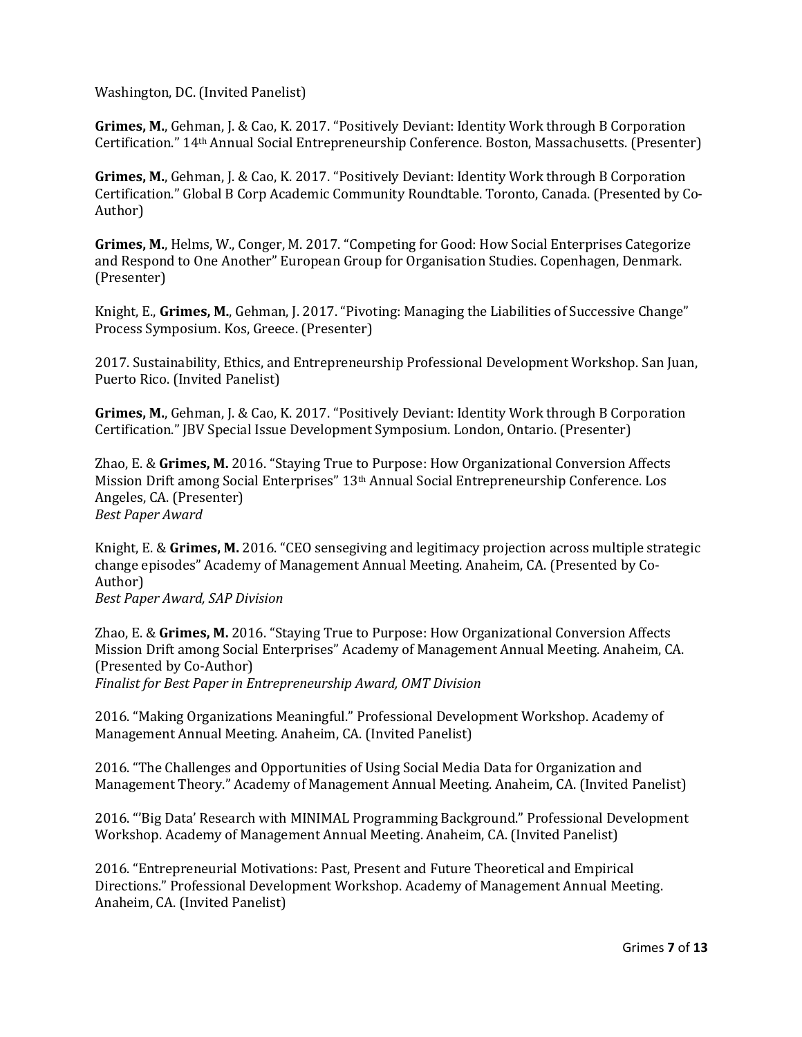Washington, DC. (Invited Panelist)

**Grimes, M.**, Gehman, J. & Cao, K. 2017. "Positively Deviant: Identity Work through B Corporation Certification." 14th Annual Social Entrepreneurship Conference. Boston, Massachusetts. (Presenter)

**Grimes, M.**, Gehman, J. & Cao, K. 2017. "Positively Deviant: Identity Work through B Corporation Certification." Global B Corp Academic Community Roundtable. Toronto, Canada. (Presented by Co-Author)

**Grimes, M.**, Helms, W., Conger, M. 2017. "Competing for Good: How Social Enterprises Categorize and Respond to One Another" European Group for Organisation Studies. Copenhagen, Denmark. (Presenter)

Knight, E., **Grimes, M.**, Gehman, J. 2017. "Pivoting: Managing the Liabilities of Successive Change" Process Symposium. Kos, Greece. (Presenter)

2017. Sustainability, Ethics, and Entrepreneurship Professional Development Workshop. San Juan, Puerto Rico. (Invited Panelist)

**Grimes, M.**, Gehman, J. & Cao, K. 2017. "Positively Deviant: Identity Work through B Corporation Certification." JBV Special Issue Development Symposium. London, Ontario. (Presenter)

Zhao, E. & **Grimes, M.** 2016. "Staying True to Purpose: How Organizational Conversion Affects Mission Drift among Social Enterprises" 13th Annual Social Entrepreneurship Conference. Los Angeles, CA. (Presenter)
*Best Paper Award*

Knight, E. & **Grimes, M.** 2016. "CEO sensegiving and legitimacy projection across multiple strategic change episodes" Academy of Management Annual Meeting. Anaheim, CA. (Presented by Co-Author)
*Best Paper Award, SAP Division*

Zhao, E. & **Grimes, M.** 2016. "Staying True to Purpose: How Organizational Conversion Affects Mission Drift among Social Enterprises" Academy of Management Annual Meeting. Anaheim, CA. (Presented by Co-Author)
*Finalist for Best Paper in Entrepreneurship Award, OMT Division*

2016. "Making Organizations Meaningful." Professional Development Workshop. Academy of Management Annual Meeting. Anaheim, CA. (Invited Panelist)

2016. "The Challenges and Opportunities of Using Social Media Data for Organization and Management Theory." Academy of Management Annual Meeting. Anaheim, CA. (Invited Panelist)

2016. "'Big Data' Research with MINIMAL Programming Background." Professional Development Workshop. Academy of Management Annual Meeting. Anaheim, CA. (Invited Panelist)

2016. "Entrepreneurial Motivations: Past, Present and Future Theoretical and Empirical Directions." Professional Development Workshop. Academy of Management Annual Meeting. Anaheim, CA. (Invited Panelist)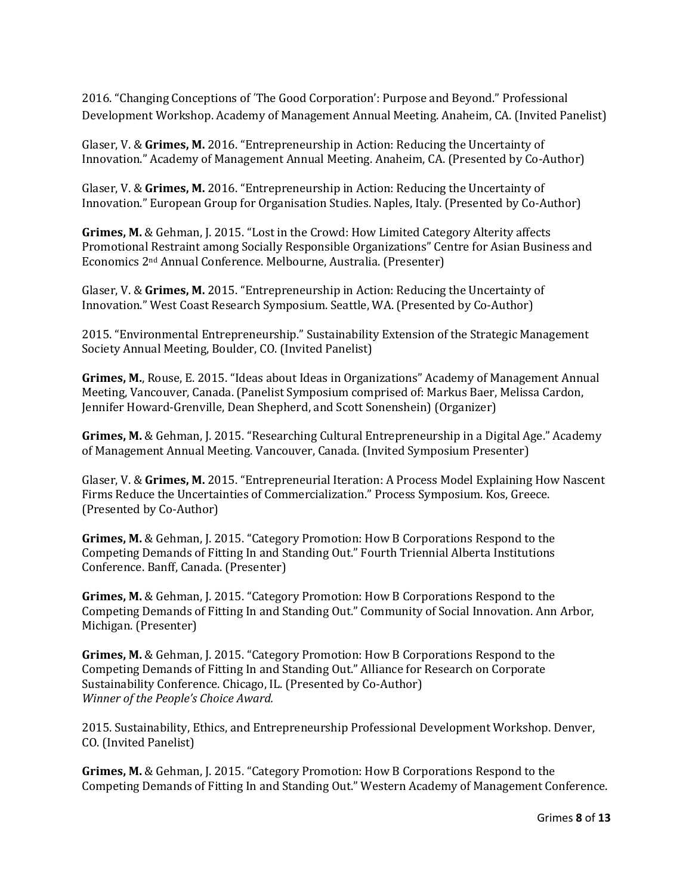2016. "Changing Conceptions of 'The Good Corporation': Purpose and Beyond." Professional Development Workshop. Academy of Management Annual Meeting. Anaheim, CA. (Invited Panelist)

Glaser, V. & **Grimes, M.** 2016. "Entrepreneurship in Action: Reducing the Uncertainty of Innovation." Academy of Management Annual Meeting. Anaheim, CA. (Presented by Co-Author)

Glaser, V. & **Grimes, M.** 2016. "Entrepreneurship in Action: Reducing the Uncertainty of Innovation." European Group for Organisation Studies. Naples, Italy. (Presented by Co-Author)

**Grimes, M.** & Gehman, J. 2015. "Lost in the Crowd: How Limited Category Alterity affects Promotional Restraint among Socially Responsible Organizations" Centre for Asian Business and Economics 2nd Annual Conference. Melbourne, Australia. (Presenter)

Glaser, V. & **Grimes, M.** 2015. "Entrepreneurship in Action: Reducing the Uncertainty of Innovation." West Coast Research Symposium. Seattle, WA. (Presented by Co-Author)

2015. "Environmental Entrepreneurship." Sustainability Extension of the Strategic Management Society Annual Meeting, Boulder, CO. (Invited Panelist)

**Grimes, M.**, Rouse, E. 2015. "Ideas about Ideas in Organizations" Academy of Management Annual Meeting, Vancouver, Canada. (Panelist Symposium comprised of: Markus Baer, Melissa Cardon, Jennifer Howard-Grenville, Dean Shepherd, and Scott Sonenshein) (Organizer)

**Grimes, M.** & Gehman, J. 2015. "Researching Cultural Entrepreneurship in a Digital Age." Academy of Management Annual Meeting. Vancouver, Canada. (Invited Symposium Presenter)

Glaser, V. & **Grimes, M.** 2015. "Entrepreneurial Iteration: A Process Model Explaining How Nascent Firms Reduce the Uncertainties of Commercialization." Process Symposium. Kos, Greece. (Presented by Co-Author)

**Grimes, M.** & Gehman, J. 2015. "Category Promotion: How B Corporations Respond to the Competing Demands of Fitting In and Standing Out." Fourth Triennial Alberta Institutions Conference. Banff, Canada. (Presenter)

**Grimes, M.** & Gehman, J. 2015. "Category Promotion: How B Corporations Respond to the Competing Demands of Fitting In and Standing Out." Community of Social Innovation. Ann Arbor, Michigan. (Presenter)

**Grimes, M.** & Gehman, J. 2015. "Category Promotion: How B Corporations Respond to the Competing Demands of Fitting In and Standing Out." Alliance for Research on Corporate Sustainability Conference. Chicago, IL. (Presented by Co-Author)
*Winner of the People's Choice Award.*

2015. Sustainability, Ethics, and Entrepreneurship Professional Development Workshop. Denver, CO. (Invited Panelist)

**Grimes, M.** & Gehman, J. 2015. "Category Promotion: How B Corporations Respond to the Competing Demands of Fitting In and Standing Out." Western Academy of Management Conference.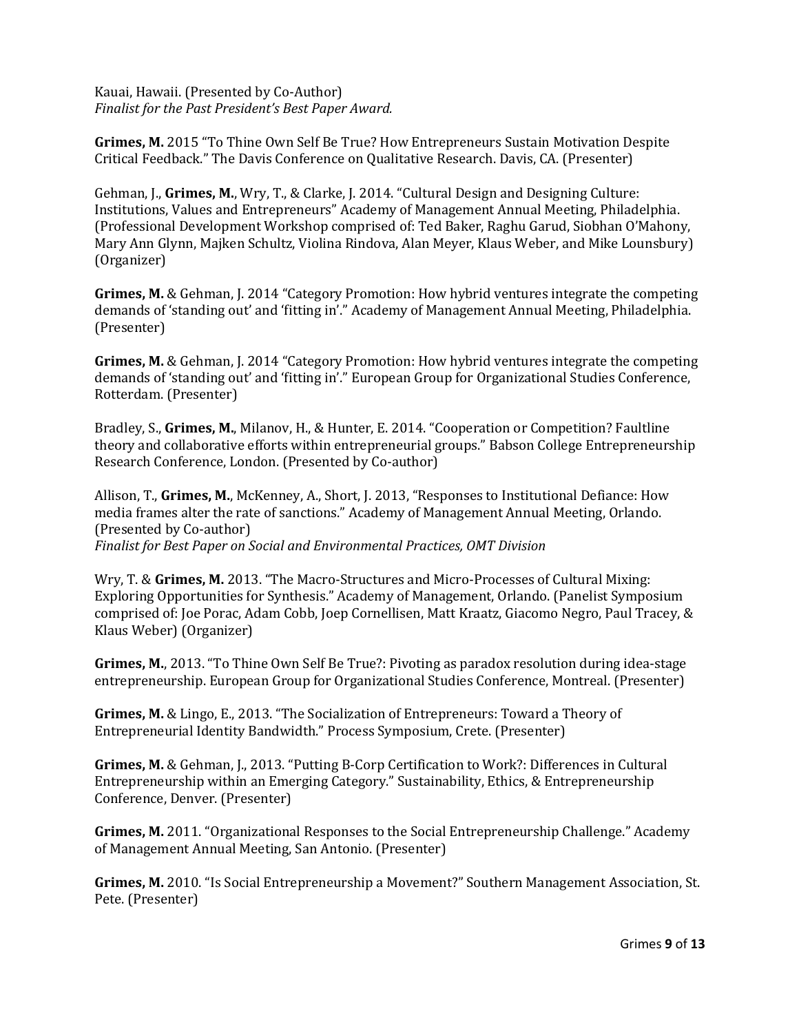Kauai, Hawaii. (Presented by Co-Author)
*Finalist for the Past President's Best Paper Award.*

**Grimes, M.** 2015 "To Thine Own Self Be True? How Entrepreneurs Sustain Motivation Despite Critical Feedback." The Davis Conference on Qualitative Research. Davis, CA. (Presenter)

Gehman, J., **Grimes, M.**, Wry, T., & Clarke, J. 2014. "Cultural Design and Designing Culture: Institutions, Values and Entrepreneurs" Academy of Management Annual Meeting, Philadelphia. (Professional Development Workshop comprised of: Ted Baker, Raghu Garud, Siobhan O'Mahony, Mary Ann Glynn, Majken Schultz, Violina Rindova, Alan Meyer, Klaus Weber, and Mike Lounsbury) (Organizer)

**Grimes, M.** & Gehman, J. 2014 "Category Promotion: How hybrid ventures integrate the competing demands of 'standing out' and 'fitting in'." Academy of Management Annual Meeting, Philadelphia. (Presenter)

**Grimes, M.** & Gehman, J. 2014 "Category Promotion: How hybrid ventures integrate the competing demands of 'standing out' and 'fitting in'." European Group for Organizational Studies Conference, Rotterdam. (Presenter)

Bradley, S., **Grimes, M.**, Milanov, H., & Hunter, E. 2014. "Cooperation or Competition? Faultline theory and collaborative efforts within entrepreneurial groups." Babson College Entrepreneurship Research Conference, London. (Presented by Co-author)

Allison, T., **Grimes, M.**, McKenney, A., Short, J. 2013, "Responses to Institutional Defiance: How media frames alter the rate of sanctions." Academy of Management Annual Meeting, Orlando. (Presented by Co-author)
*Finalist for Best Paper on Social and Environmental Practices, OMT Division*

Wry, T. & **Grimes, M.** 2013. "The Macro-Structures and Micro-Processes of Cultural Mixing: Exploring Opportunities for Synthesis." Academy of Management, Orlando. (Panelist Symposium comprised of: Joe Porac, Adam Cobb, Joep Cornellisen, Matt Kraatz, Giacomo Negro, Paul Tracey, & Klaus Weber) (Organizer)

**Grimes, M.**, 2013. "To Thine Own Self Be True?: Pivoting as paradox resolution during idea-stage entrepreneurship. European Group for Organizational Studies Conference, Montreal. (Presenter)

**Grimes, M.** & Lingo, E., 2013. "The Socialization of Entrepreneurs: Toward a Theory of Entrepreneurial Identity Bandwidth." Process Symposium, Crete. (Presenter)

**Grimes, M.** & Gehman, J., 2013. "Putting B-Corp Certification to Work?: Differences in Cultural Entrepreneurship within an Emerging Category." Sustainability, Ethics, & Entrepreneurship Conference, Denver. (Presenter)

**Grimes, M.** 2011. "Organizational Responses to the Social Entrepreneurship Challenge." Academy of Management Annual Meeting, San Antonio. (Presenter)

**Grimes, M.** 2010. "Is Social Entrepreneurship a Movement?" Southern Management Association, St. Pete. (Presenter)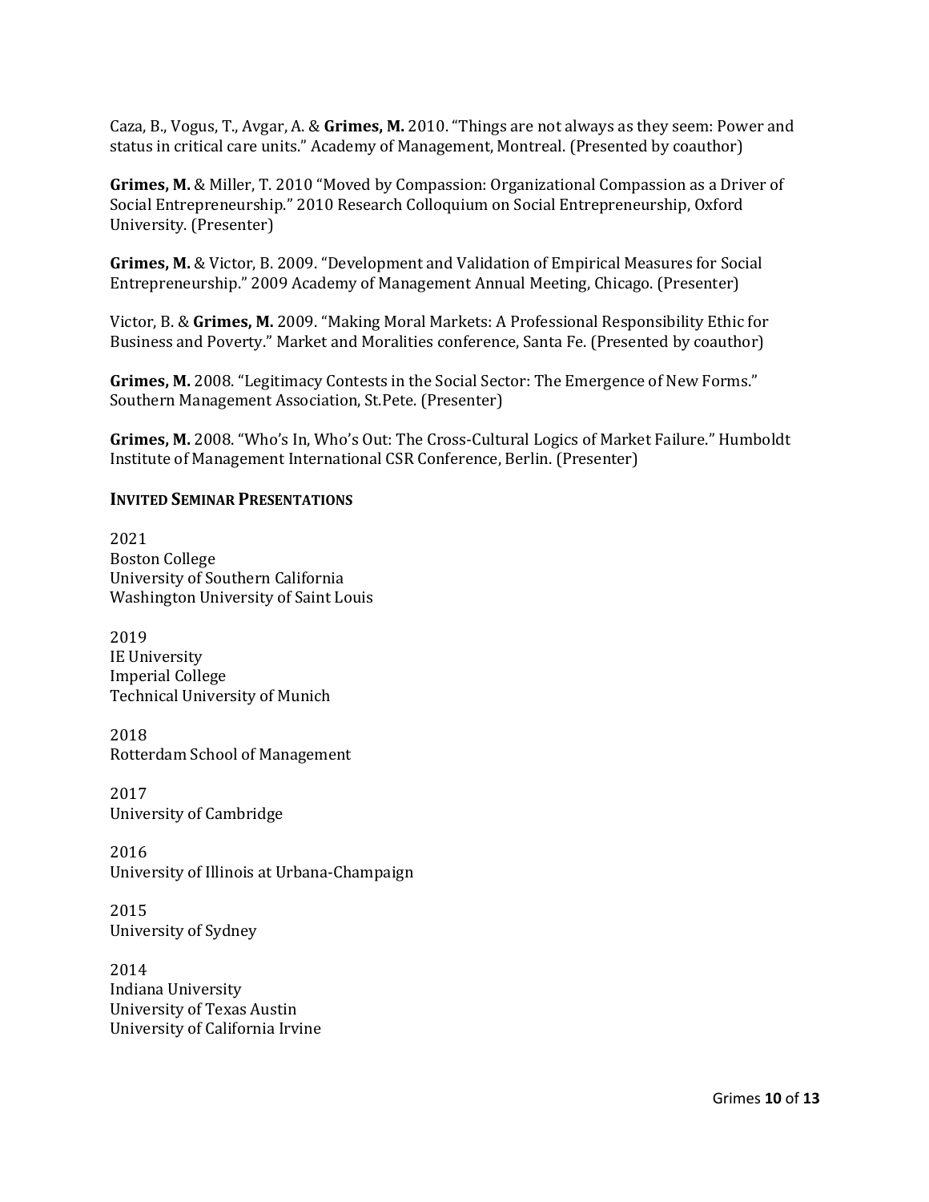Caza, B., Vogus, T., Avgar, A. & **Grimes, M.** 2010. "Things are not always as they seem: Power and status in critical care units." Academy of Management, Montreal. (Presented by coauthor)

**Grimes, M.** & Miller, T. 2010 "Moved by Compassion: Organizational Compassion as a Driver of Social Entrepreneurship." 2010 Research Colloquium on Social Entrepreneurship, Oxford University. (Presenter)

**Grimes, M.** & Victor, B. 2009. "Development and Validation of Empirical Measures for Social Entrepreneurship." 2009 Academy of Management Annual Meeting, Chicago. (Presenter)

Victor, B. & **Grimes, M.** 2009. "Making Moral Markets: A Professional Responsibility Ethic for Business and Poverty." Market and Moralities conference, Santa Fe. (Presented by coauthor)

**Grimes, M.** 2008. "Legitimacy Contests in the Social Sector: The Emergence of New Forms." Southern Management Association, St.Pete. (Presenter)

**Grimes, M.** 2008. "Who's In, Who's Out: The Cross-Cultural Logics of Market Failure." Humboldt Institute of Management International CSR Conference, Berlin. (Presenter)

### INVITED SEMINAR PRESENTATIONS

2021
Boston College
University of Southern California
Washington University of Saint Louis

2019
IE University
Imperial College
Technical University of Munich

2018
Rotterdam School of Management

2017
University of Cambridge

2016
University of Illinois at Urbana-Champaign

2015
University of Sydney

2014
Indiana University
University of Texas Austin
University of California Irvine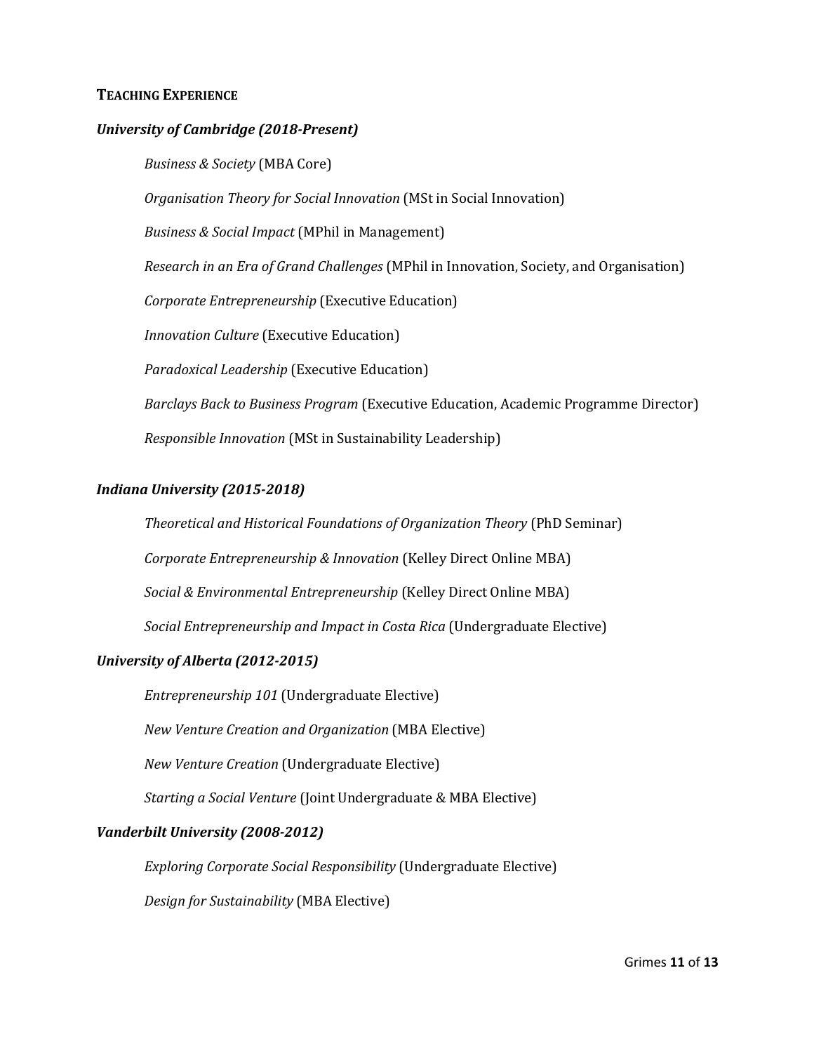## TEACHING EXPERIENCE

### *University of Cambridge (2018-Present)*

*Business & Society* (MBA Core)

*Organisation Theory for Social Innovation* (MSt in Social Innovation)

*Business & Social Impact* (MPhil in Management)

*Research in an Era of Grand Challenges* (MPhil in Innovation, Society, and Organisation)

*Corporate Entrepreneurship* (Executive Education)

*Innovation Culture* (Executive Education)

*Paradoxical Leadership* (Executive Education)

*Barclays Back to Business Program* (Executive Education, Academic Programme Director)

*Responsible Innovation* (MSt in Sustainability Leadership)

### *Indiana University (2015-2018)*

*Theoretical and Historical Foundations of Organization Theory* (PhD Seminar)

*Corporate Entrepreneurship & Innovation* (Kelley Direct Online MBA)

*Social & Environmental Entrepreneurship* (Kelley Direct Online MBA)

*Social Entrepreneurship and Impact in Costa Rica* (Undergraduate Elective)

### *University of Alberta (2012-2015)*

*Entrepreneurship 101* (Undergraduate Elective)

*New Venture Creation and Organization* (MBA Elective)

*New Venture Creation* (Undergraduate Elective)

*Starting a Social Venture* (Joint Undergraduate & MBA Elective)

### *Vanderbilt University (2008-2012)*

*Exploring Corporate Social Responsibility* (Undergraduate Elective)

*Design for Sustainability* (MBA Elective)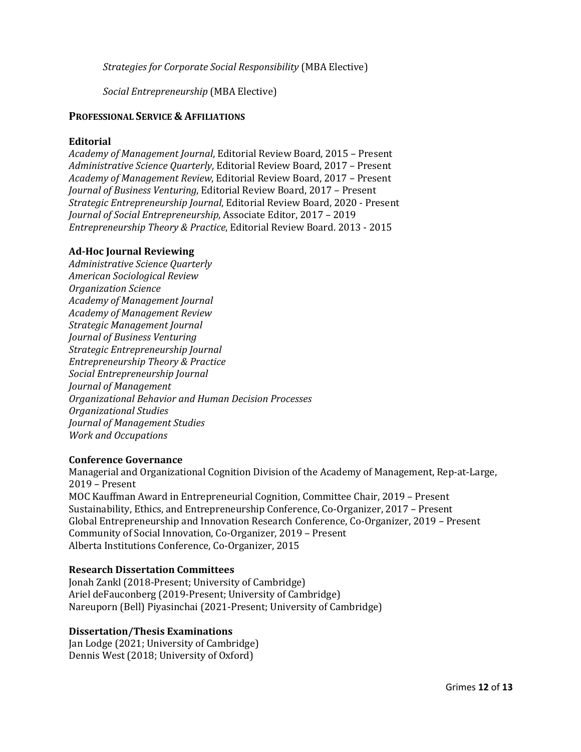*Strategies for Corporate Social Responsibility* (MBA Elective)

*Social Entrepreneurship* (MBA Elective)

## PROFESSIONAL SERVICE & AFFILIATIONS

### Editorial

*Academy of Management Journal*, Editorial Review Board, 2015 – Present
*Administrative Science Quarterly*, Editorial Review Board, 2017 – Present
*Academy of Management Review*, Editorial Review Board, 2017 – Present
*Journal of Business Venturing*, Editorial Review Board, 2017 – Present
*Strategic Entrepreneurship Journal*, Editorial Review Board, 2020 - Present
*Journal of Social Entrepreneurship*, Associate Editor, 2017 – 2019
*Entrepreneurship Theory & Practice*, Editorial Review Board. 2013 - 2015

### Ad-Hoc Journal Reviewing

*Administrative Science Quarterly*
*American Sociological Review*
*Organization Science*
*Academy of Management Journal*
*Academy of Management Review*
*Strategic Management Journal*
*Journal of Business Venturing*
*Strategic Entrepreneurship Journal*
*Entrepreneurship Theory & Practice*
*Social Entrepreneurship Journal*
*Journal of Management*
*Organizational Behavior and Human Decision Processes*
*Organizational Studies*
*Journal of Management Studies*
*Work and Occupations*

### Conference Governance

Managerial and Organizational Cognition Division of the Academy of Management, Rep-at-Large, 2019 – Present
MOC Kauffman Award in Entrepreneurial Cognition, Committee Chair, 2019 – Present
Sustainability, Ethics, and Entrepreneurship Conference, Co-Organizer, 2017 – Present
Global Entrepreneurship and Innovation Research Conference, Co-Organizer, 2019 – Present
Community of Social Innovation, Co-Organizer, 2019 – Present
Alberta Institutions Conference, Co-Organizer, 2015

### Research Dissertation Committees

Jonah Zankl (2018-Present; University of Cambridge)
Ariel deFauconberg (2019-Present; University of Cambridge)
Nareuporn (Bell) Piyasinchai (2021-Present; University of Cambridge)

### Dissertation/Thesis Examinations

Jan Lodge (2021; University of Cambridge)
Dennis West (2018; University of Oxford)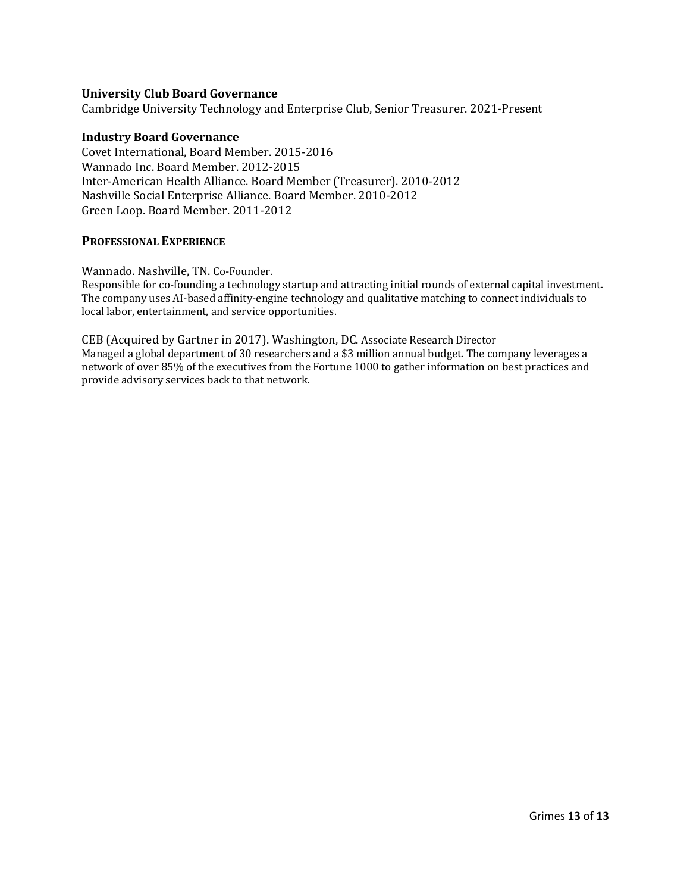### University Club Board Governance

Cambridge University Technology and Enterprise Club, Senior Treasurer. 2021-Present

### Industry Board Governance

Covet International, Board Member. 2015-2016
Wannado Inc. Board Member. 2012-2015
Inter-American Health Alliance. Board Member (Treasurer). 2010-2012
Nashville Social Enterprise Alliance. Board Member. 2010-2012
Green Loop. Board Member. 2011-2012

## PROFESSIONAL EXPERIENCE

Wannado. Nashville, TN. Co-Founder.
Responsible for co-founding a technology startup and attracting initial rounds of external capital investment. The company uses AI-based affinity-engine technology and qualitative matching to connect individuals to local labor, entertainment, and service opportunities.

CEB (Acquired by Gartner in 2017). Washington, DC. Associate Research Director
Managed a global department of 30 researchers and a $3 million annual budget. The company leverages a network of over 85% of the executives from the Fortune 1000 to gather information on best practices and provide advisory services back to that network.